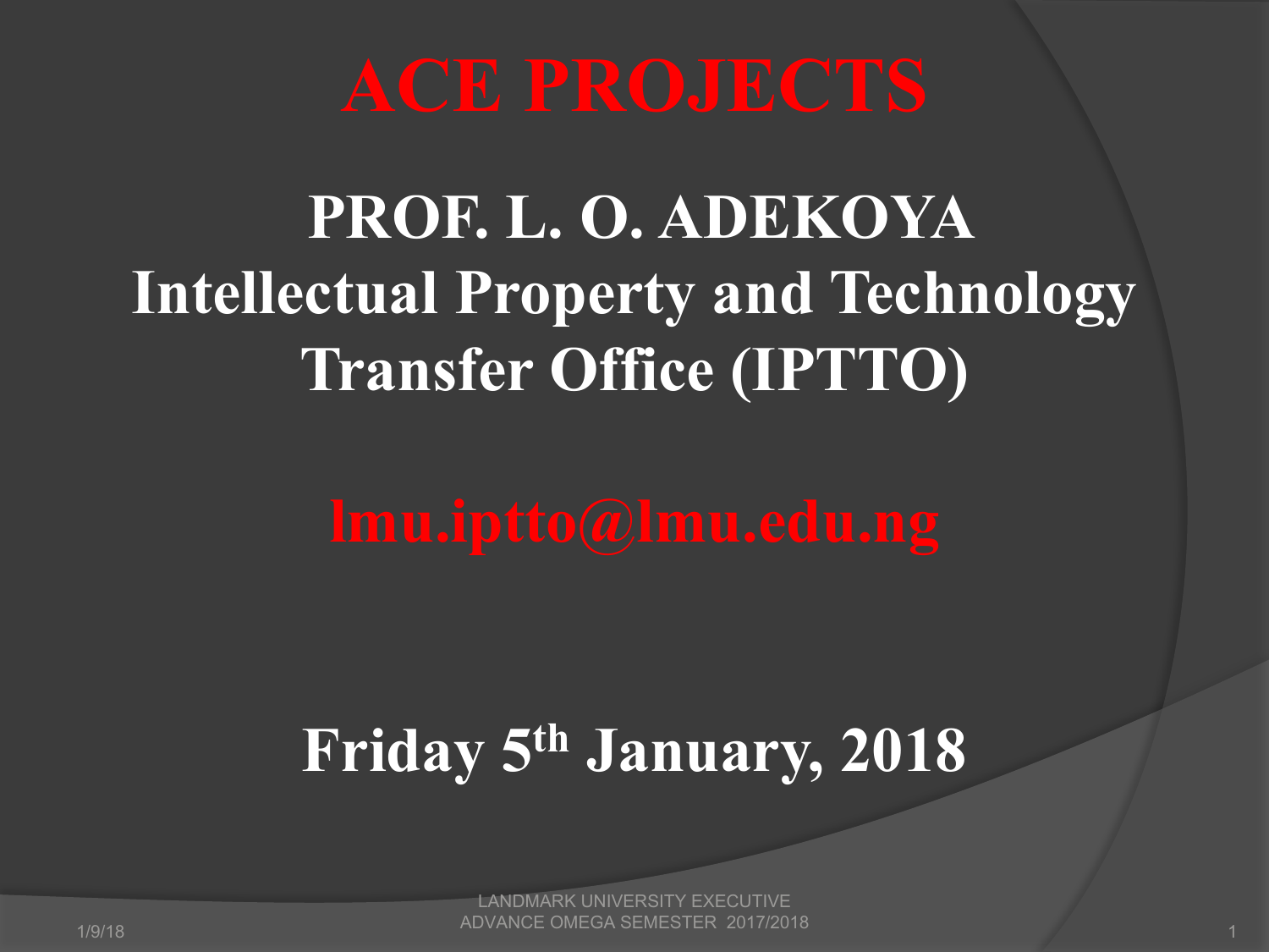# ACE PROJECTS

## PROF. L. O. ADEKOYA

## Intellectual Property and Technology Transfer Office (IPTTO)

**lmu.iptto@lmu.edu.ng**

**Friday 5th January, 2018**

LANDMARK UNIVERSITY EXECUTIVE ADVANCE OMEGA SEMESTER 2017/2018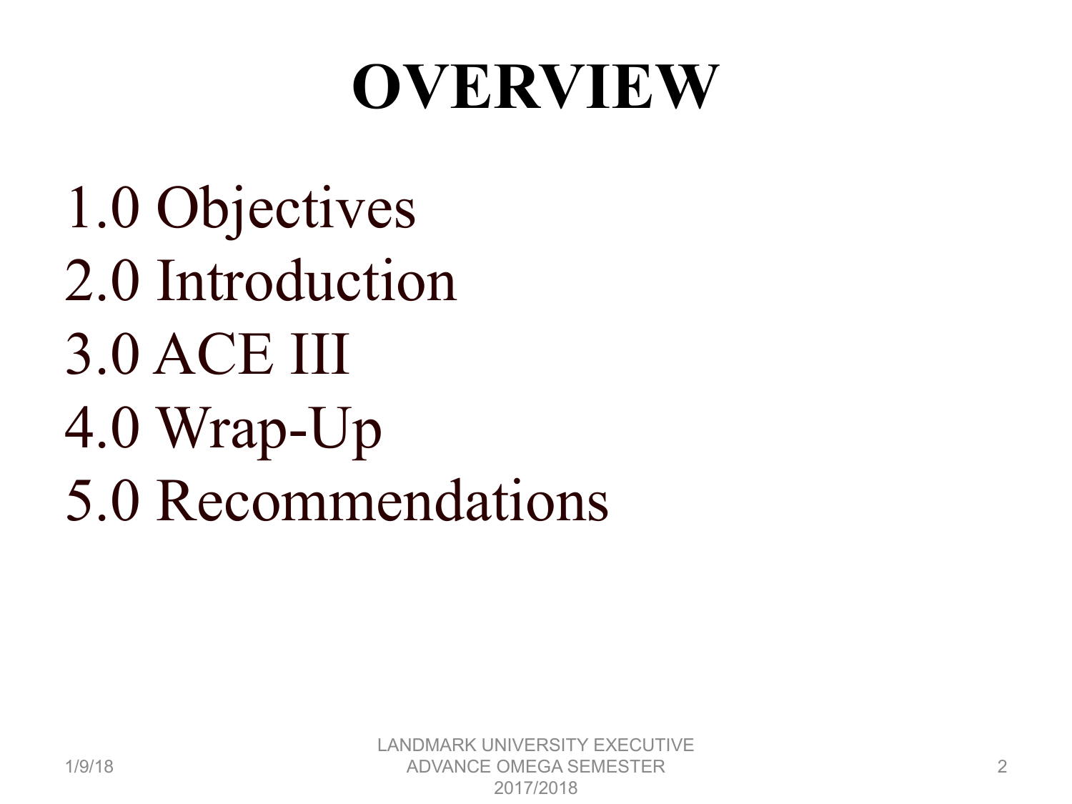# OVERVIEW

1.0 Objectives
2.0 Introduction
3.0 ACE III
4.0 Wrap-Up
5.0 Recommendations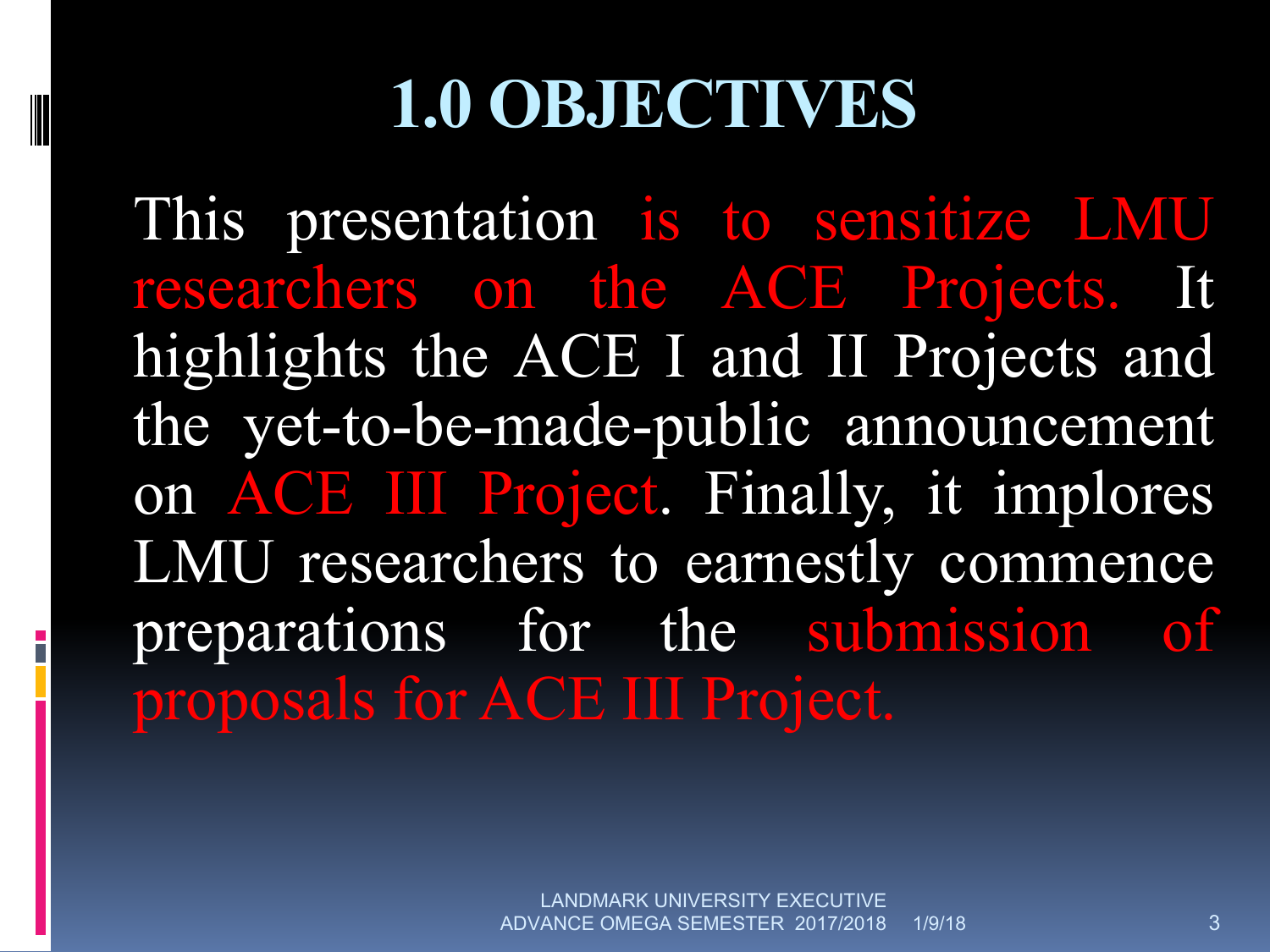# 1.0 OBJECTIVES

This presentation is to sensitize LMU researchers on the ACE Projects. It highlights the ACE I and II Projects and the yet-to-be-made-public announcement on ACE III Project. Finally, it implores LMU researchers to earnestly commence preparations for the submission of proposals for ACE III Project.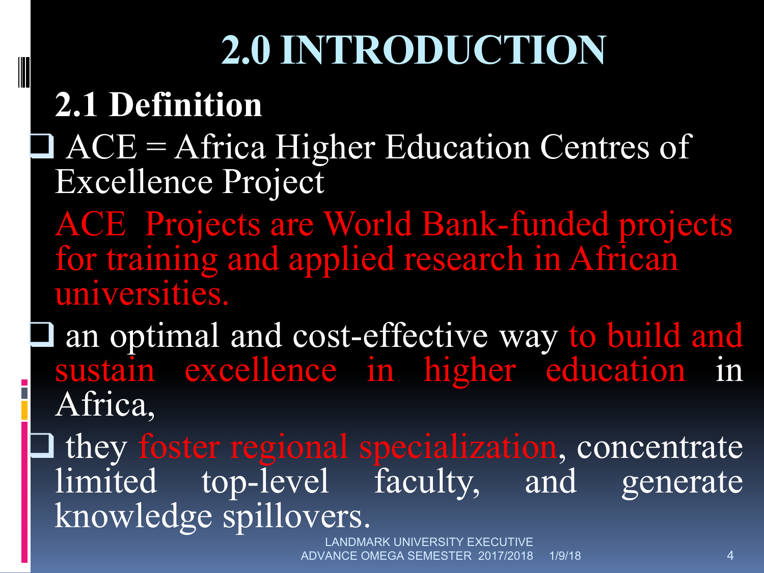# 2.0 INTRODUCTION

## 2.1 Definition

- ACE = Africa Higher Education Centres of Excellence Project

  ACE Projects are World Bank-funded projects for training and applied research in African universities.

- an optimal and cost-effective way to build and sustain excellence in higher education in Africa,

- they foster regional specialization, concentrate limited top-level faculty, and generate knowledge spillovers.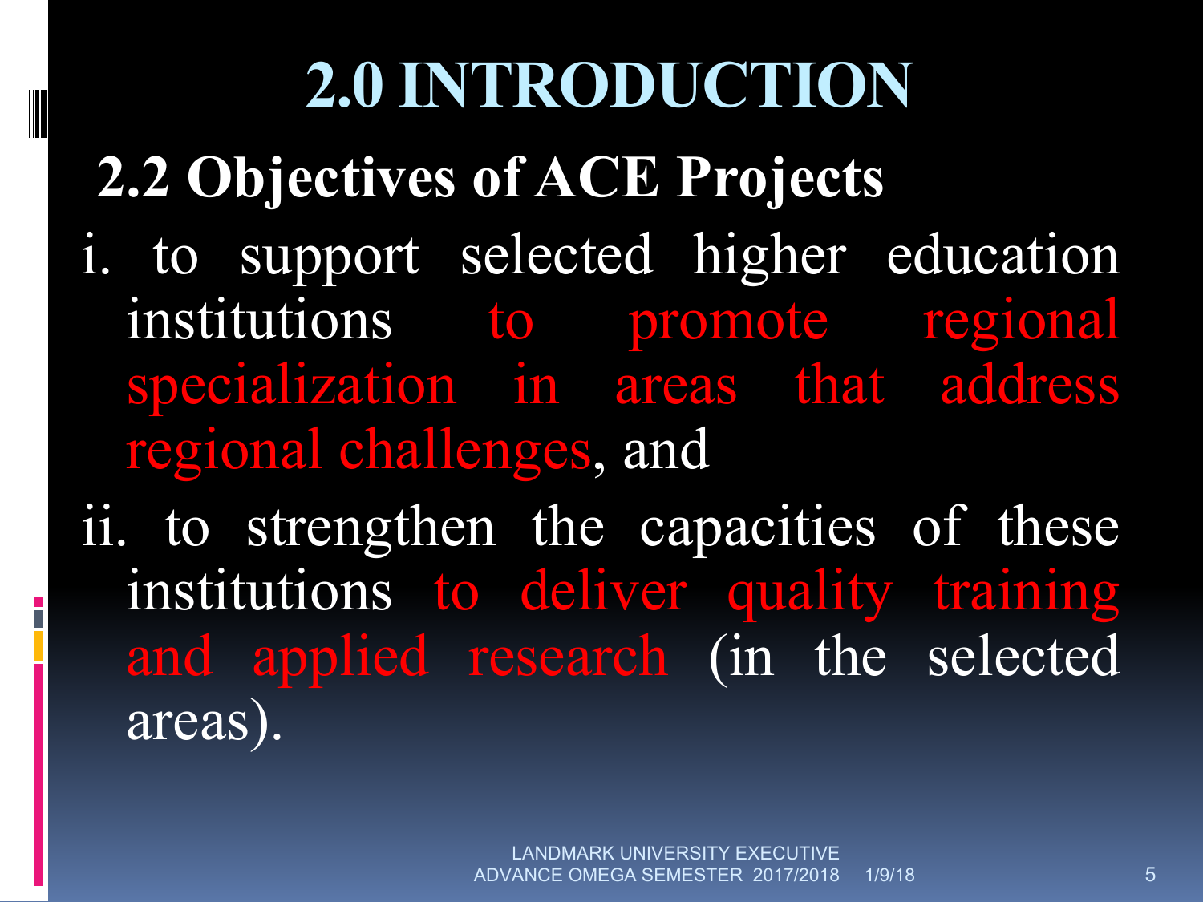# 2.0 INTRODUCTION

## 2.2 Objectives of ACE Projects

i. to support selected higher education institutions to promote regional specialization in areas that address regional challenges, and

ii. to strengthen the capacities of these institutions to deliver quality training and applied research (in the selected areas).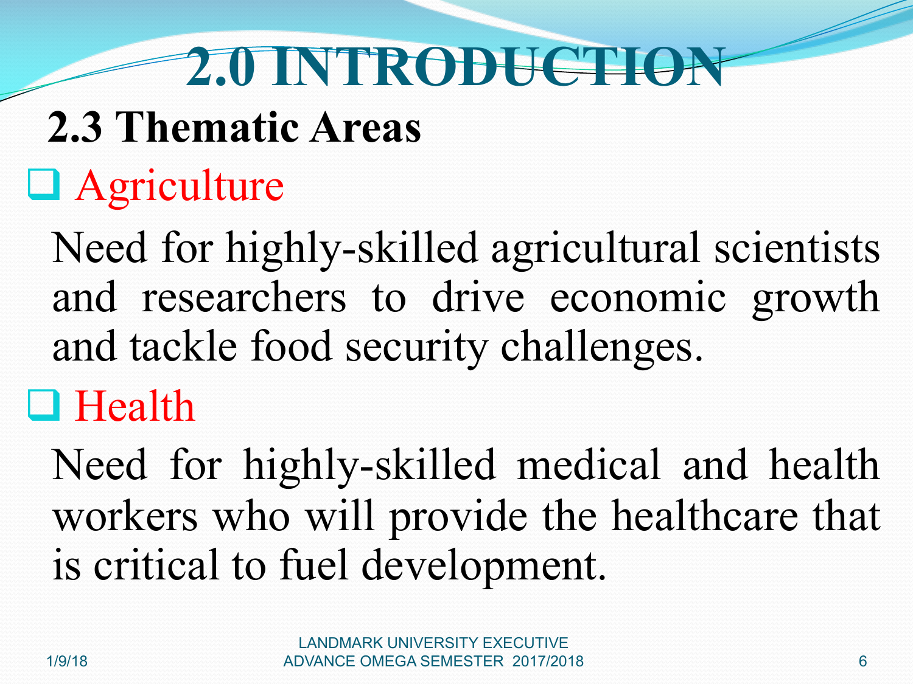# 2.0 INTRODUCTION

## 2.3 Thematic Areas

- Agriculture

  Need for highly-skilled agricultural scientists and researchers to drive economic growth and tackle food security challenges.

- Health

  Need for highly-skilled medical and health workers who will provide the healthcare that is critical to fuel development.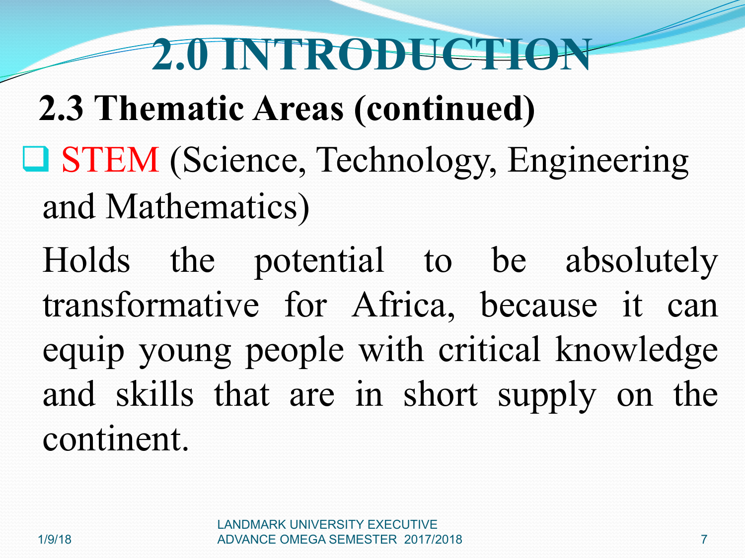# 2.0 INTRODUCTION

## 2.3 Thematic Areas (continued)

- STEM (Science, Technology, Engineering and Mathematics)

  Holds the potential to be absolutely transformative for Africa, because it can equip young people with critical knowledge and skills that are in short supply on the continent.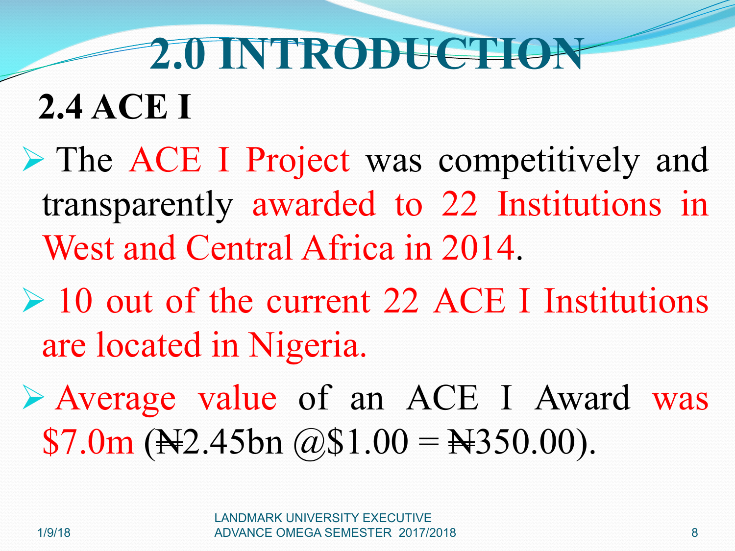# 2.0 INTRODUCTION

## 2.4 ACE I

- The ACE I Project was competitively and transparently awarded to 22 Institutions in West and Central Africa in 2014.
- 10 out of the current 22 ACE I Institutions are located in Nigeria.
- Average value of an ACE I Award was $7.0m (₦2.45bn @$1.00 = ₦350.00).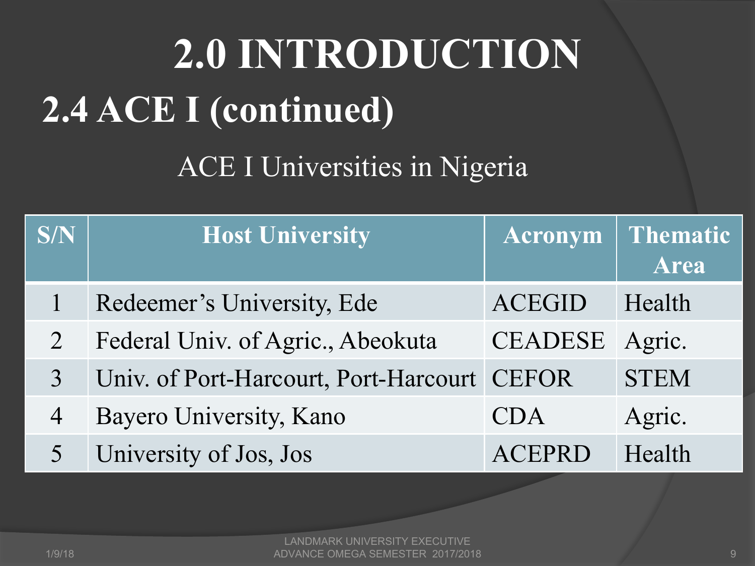# 2.0 INTRODUCTION

## 2.4 ACE I (continued)

ACE I Universities in Nigeria

| S/N | Host University | Acronym | Thematic Area |
| --- | --- | --- | --- |
| 1 | Redeemer's University, Ede | ACEGID | Health |
| 2 | Federal Univ. of Agric., Abeokuta | CEADESE | Agric. |
| 3 | Univ. of Port-Harcourt, Port-Harcourt | CEFOR | STEM |
| 4 | Bayero University, Kano | CDA | Agric. |
| 5 | University of Jos, Jos | ACEPRD | Health |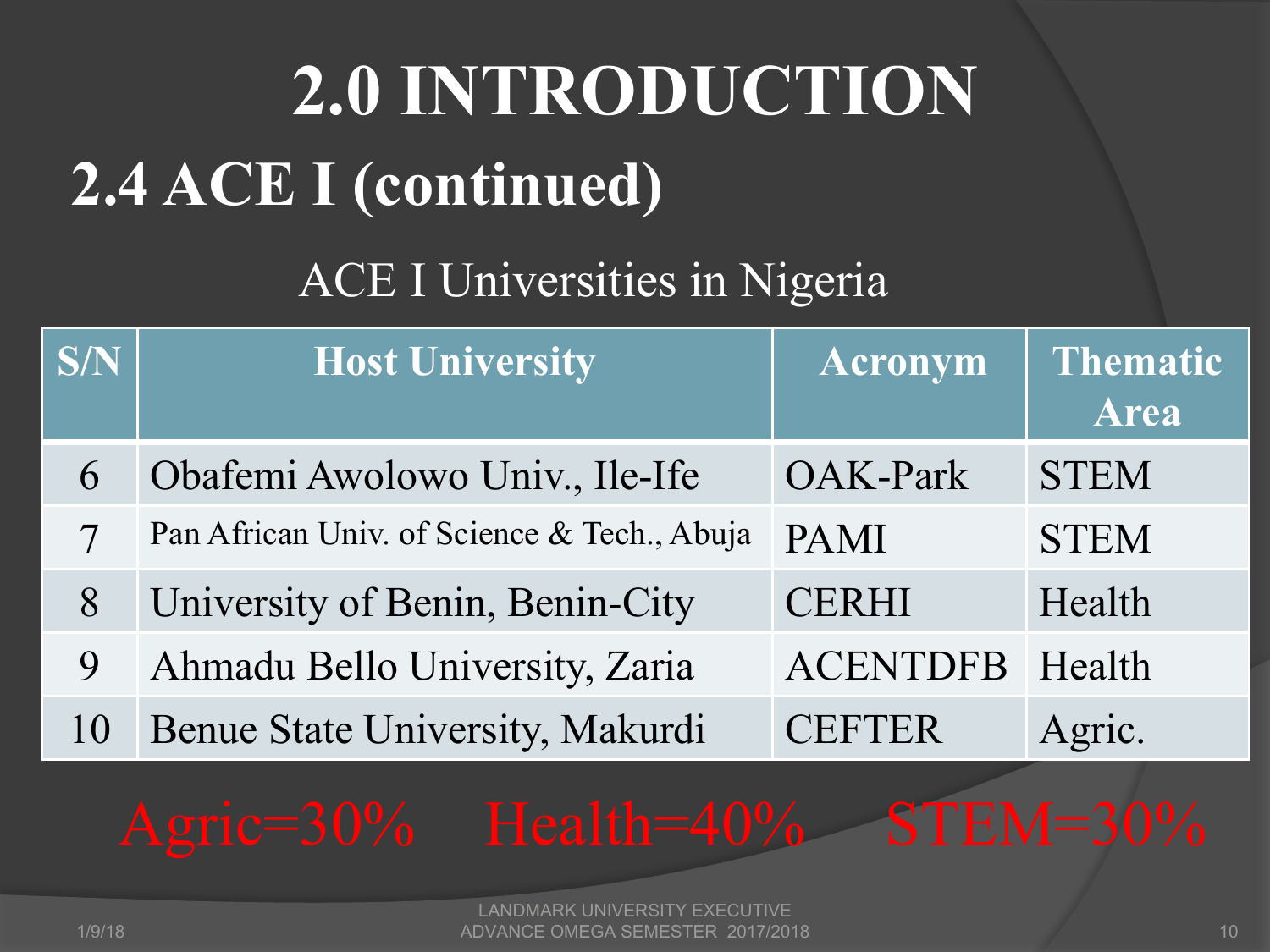# 2.0 INTRODUCTION

## 2.4 ACE I (continued)

ACE I Universities in Nigeria

| S/N | Host University | Acronym | Thematic Area |
|---|---|---|---|
| 6 | Obafemi Awolowo Univ., Ile-Ife | OAK-Park | STEM |
| 7 | Pan African Univ. of Science & Tech., Abuja | PAMI | STEM |
| 8 | University of Benin, Benin-City | CERHI | Health |
| 9 | Ahmadu Bello University, Zaria | ACENTDFB | Health |
| 10 | Benue State University, Makurdi | CEFTER | Agric. |

Agric=30% Health=40% STEM=30%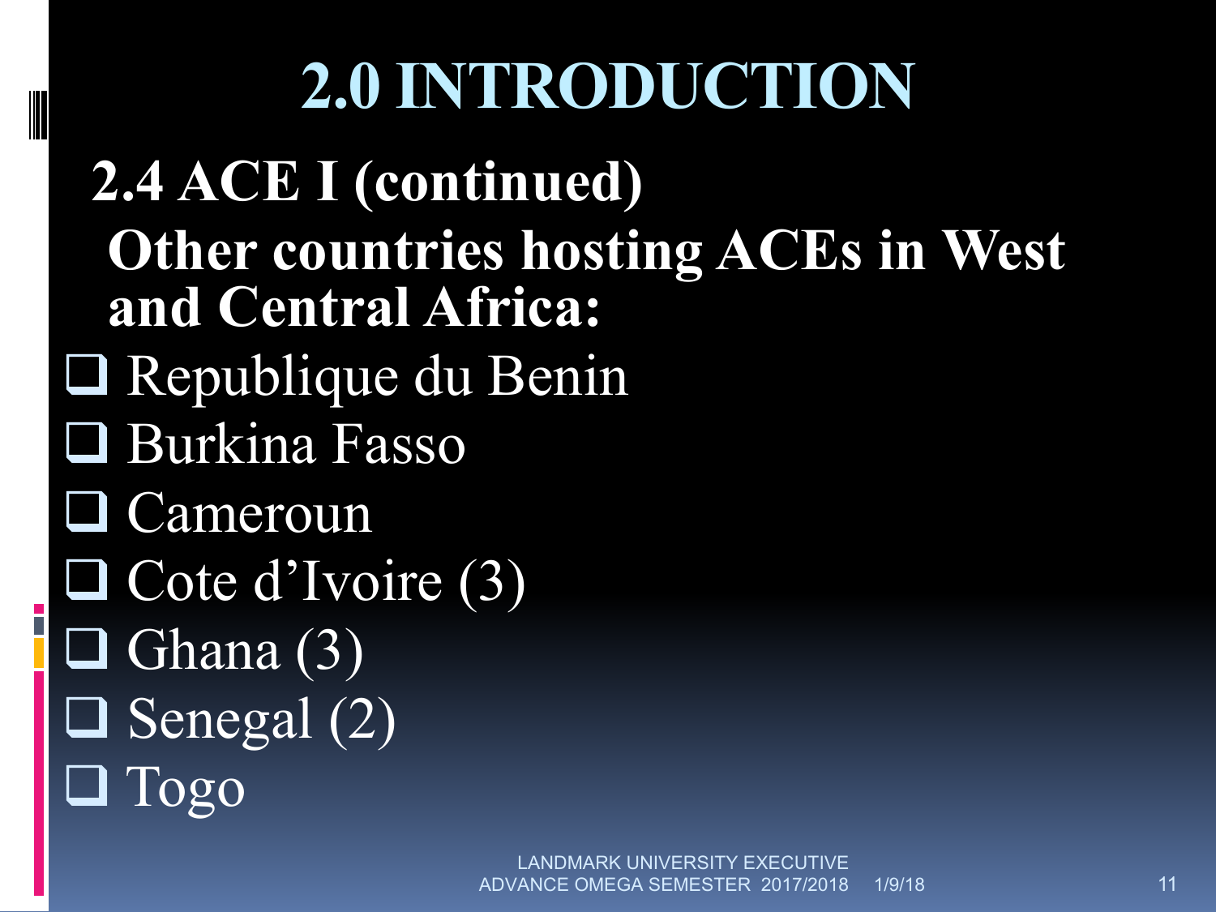# 2.0 INTRODUCTION

## 2.4 ACE I (continued)

**Other countries hosting ACEs in West and Central Africa:**

- Republique du Benin
- Burkina Fasso
- Cameroun
- Cote d'Ivoire (3)
- Ghana (3)
- Senegal (2)
- Togo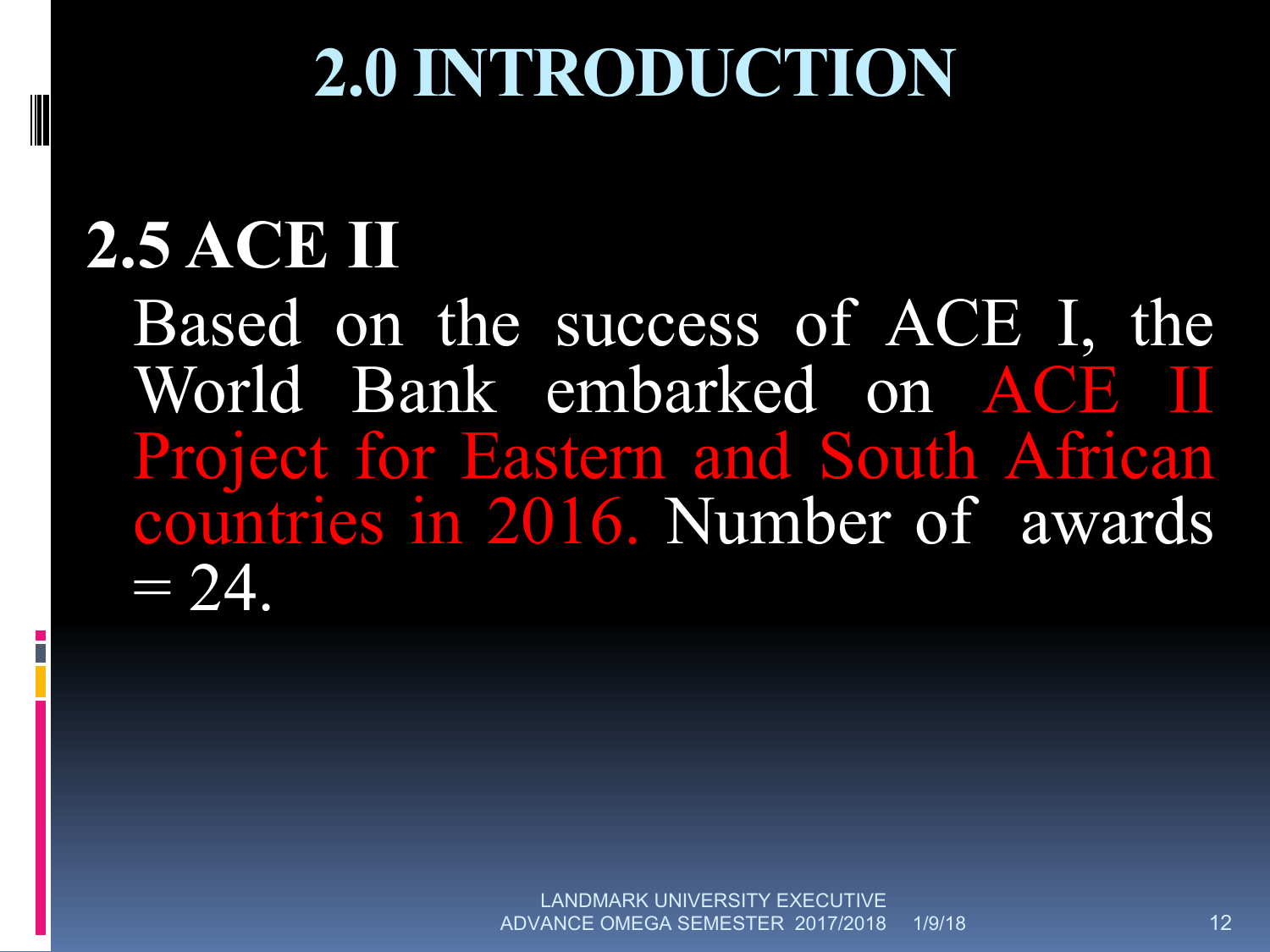# 2.0 INTRODUCTION

## 2.5 ACE II

Based on the success of ACE I, the World Bank embarked on ACE II Project for Eastern and South African countries in 2016. Number of awards = 24.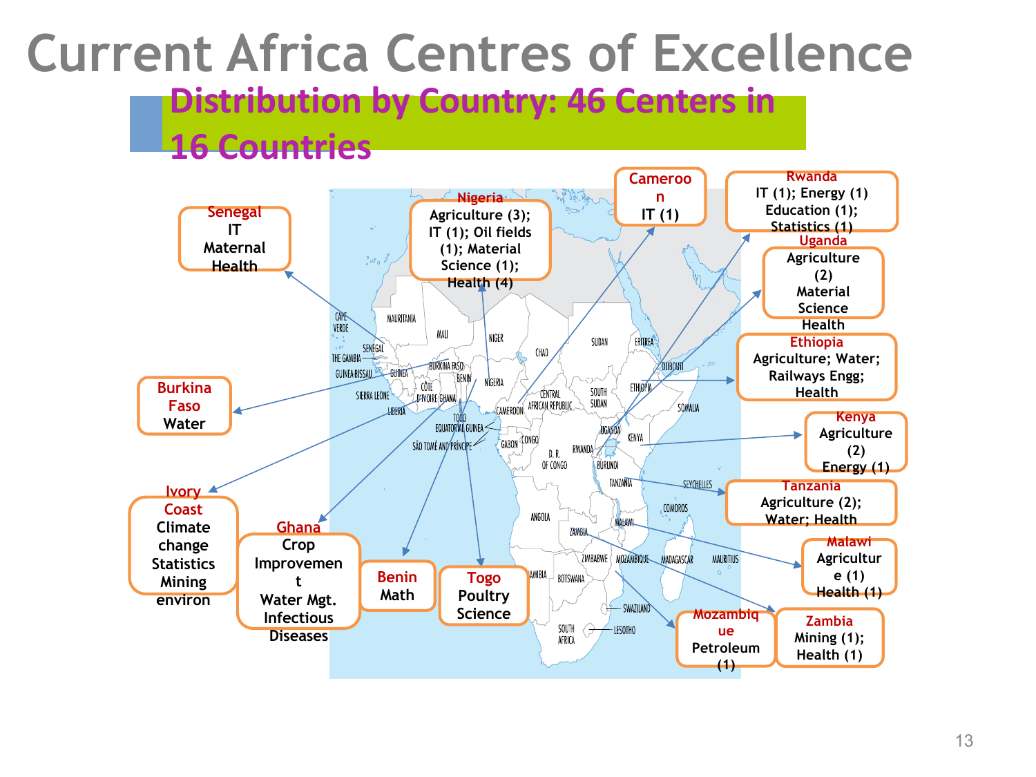# Current Africa Centres of Excellence

## Distribution by Country: 46 Centers in 16 Countries

**Senegal**
IT
Maternal Health

**Nigeria**
Agriculture (3); IT (1); Oil fields (1); Material Science (1); Health (4)

**Cameroon**
IT (1)

**Rwanda**
IT (1); Energy (1)
Education (1);
Statistics (1)

**Uganda**
Agriculture (2)
Material Science
Health

**Ethiopia**
Agriculture; Water; Railways Engg; Health

**Kenya**
Agriculture (2)
Energy (1)

**Tanzania**
Agriculture (2); Water; Health

**Malawi**
Agriculture (1)
Health (1)

**Zambia**
Mining (1); Health (1)

**Mozambique**
Petroleum (1)

**Burkina Faso**
Water

**Ivory Coast**
Climate change
Statistics
Mining
environ

**Ghana**
Crop Improvement
Water Mgt.
Infectious Diseases

**Benin**
Math

**Togo**
Poultry Science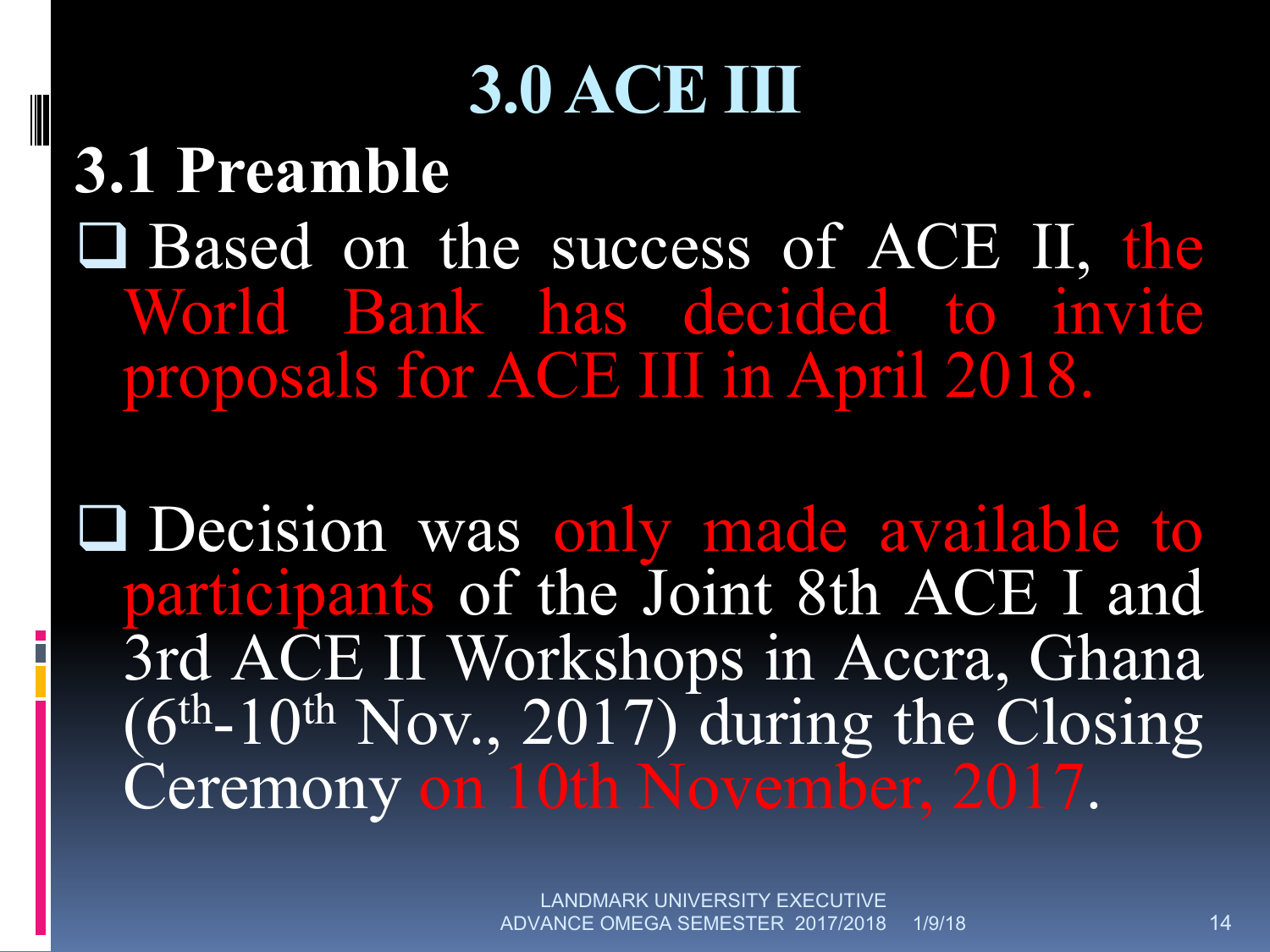# 3.0 ACE III

## 3.1 Preamble

- Based on the success of ACE II, the World Bank has decided to invite proposals for ACE III in April 2018.

- Decision was only made available to participants of the Joint 8th ACE I and 3rd ACE II Workshops in Accra, Ghana ($6^{th}$-$10^{th}$ Nov., 2017) during the Closing Ceremony on 10th November, 2017.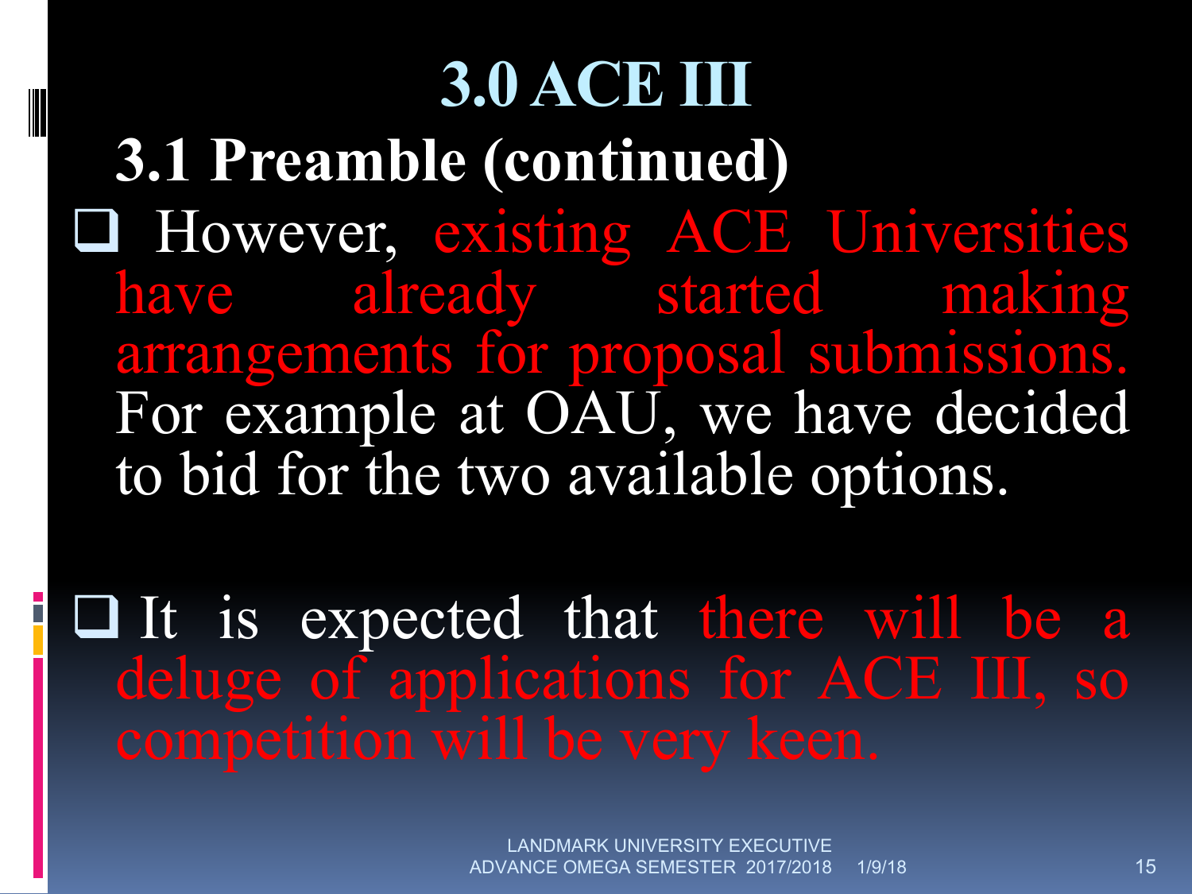# 3.0 ACE III

## 3.1 Preamble (continued)

- However, existing ACE Universities have already started making arrangements for proposal submissions. For example at OAU, we have decided to bid for the two available options.

- It is expected that there will be a deluge of applications for ACE III, so competition will be very keen.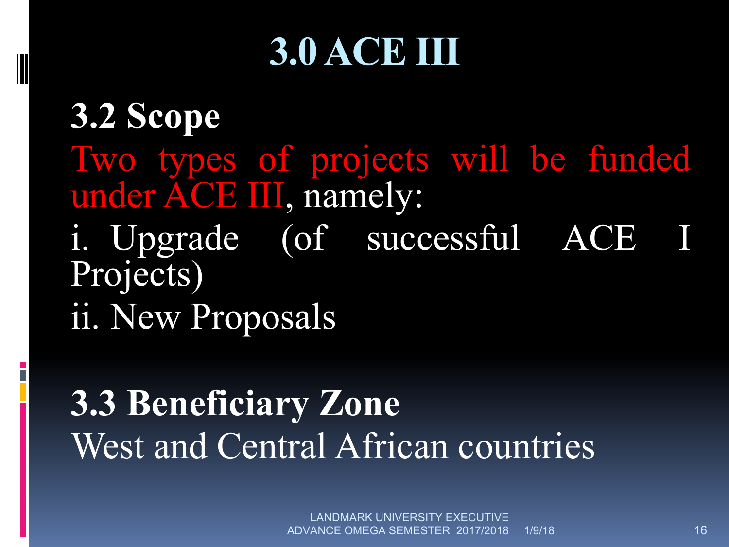# 3.0 ACE III

## 3.2 Scope

Two types of projects will be funded under ACE III, namely:

i. Upgrade (of successful ACE I Projects)

ii. New Proposals

## 3.3 Beneficiary Zone

West and Central African countries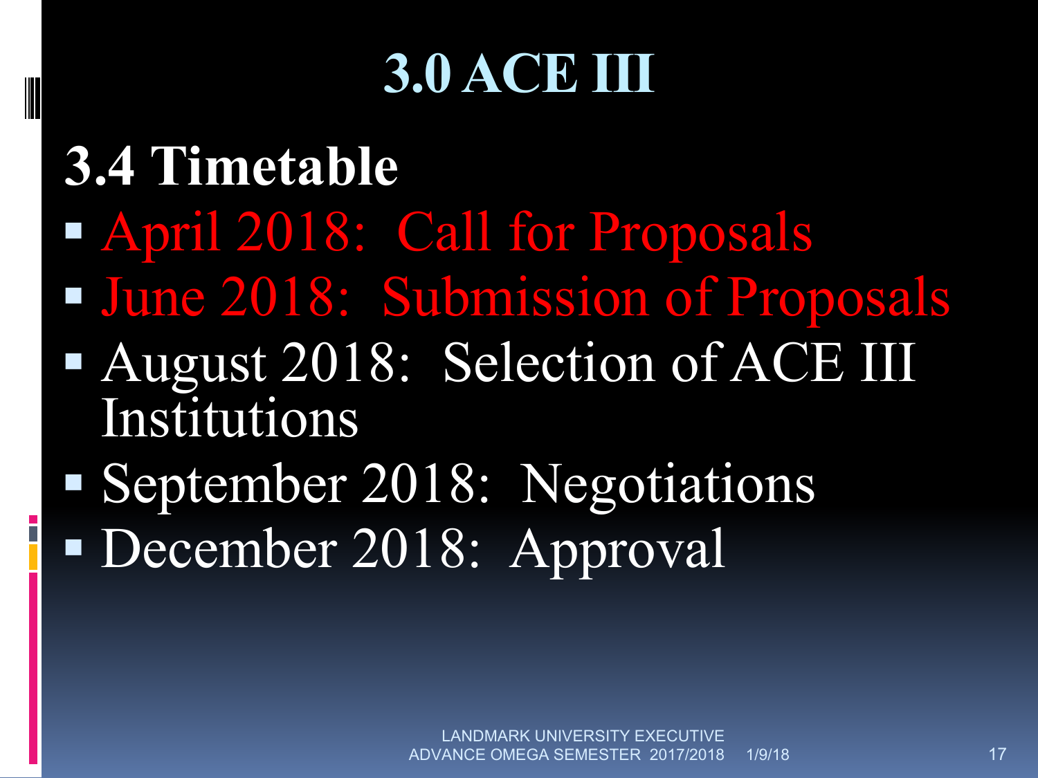# 3.0 ACE III

## 3.4 Timetable

- April 2018: Call for Proposals
- June 2018: Submission of Proposals
- August 2018: Selection of ACE III Institutions
- September 2018: Negotiations
- December 2018: Approval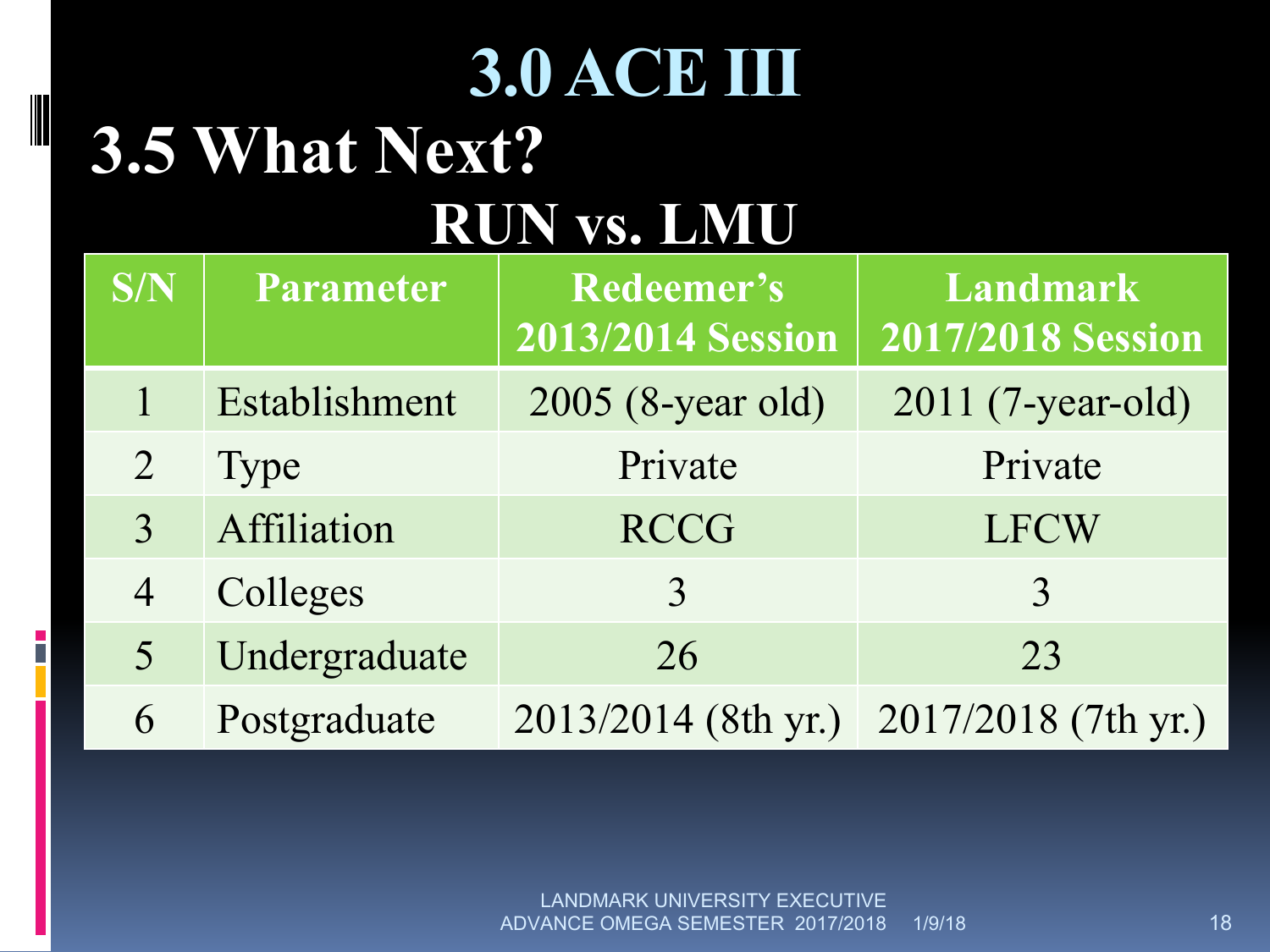# 3.0 ACE III

## 3.5 What Next?

### RUN vs. LMU

| S/N | Parameter | Redeemer's 2013/2014 Session | Landmark 2017/2018 Session |
|---|---|---|---|
| 1 | Establishment | 2005 (8-year old) | 2011 (7-year-old) |
| 2 | Type | Private | Private |
| 3 | Affiliation | RCCG | LFCW |
| 4 | Colleges | 3 | 3 |
| 5 | Undergraduate | 26 | 23 |
| 6 | Postgraduate | 2013/2014 (8th yr.) | 2017/2018 (7th yr.) |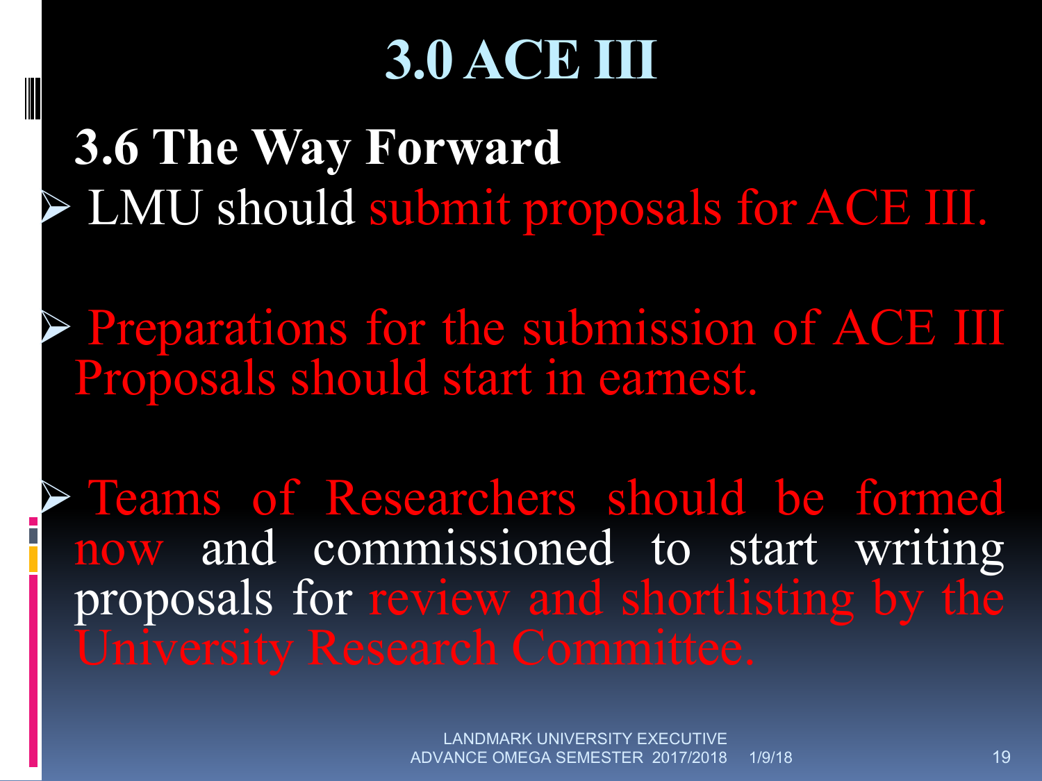# 3.0 ACE III

## 3.6 The Way Forward

- LMU should submit proposals for ACE III.
- Preparations for the submission of ACE III Proposals should start in earnest.
- Teams of Researchers should be formed now and commissioned to start writing proposals for review and shortlisting by the University Research Committee.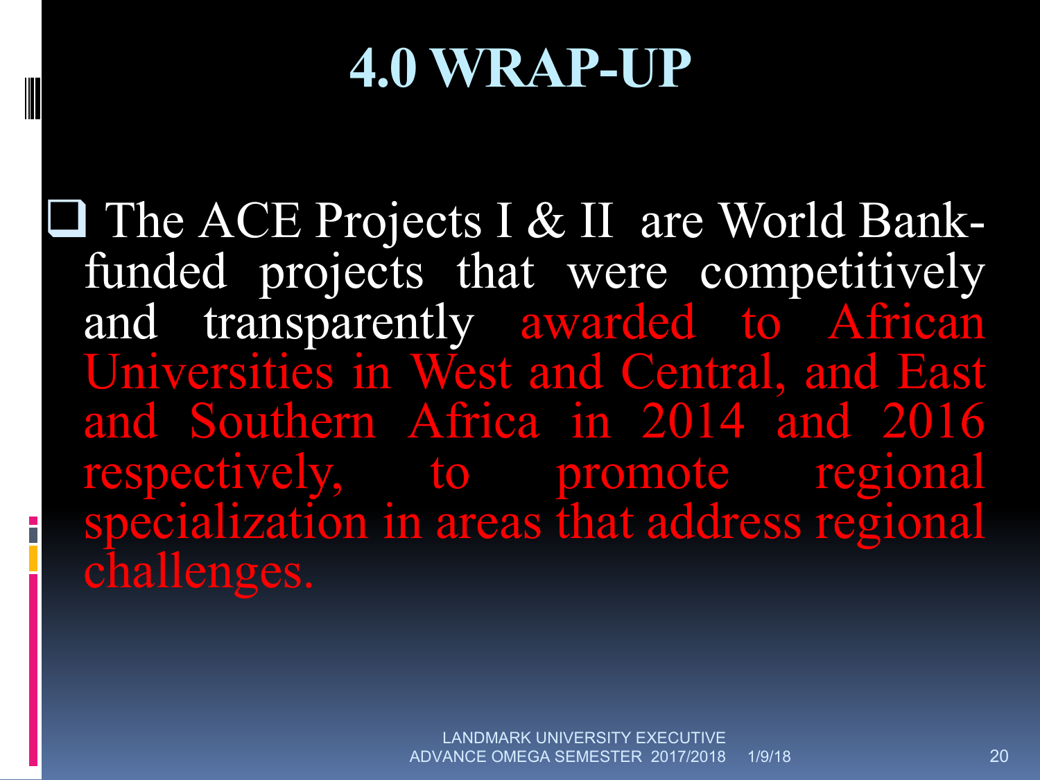# 4.0 WRAP-UP

- The ACE Projects I & II are World Bank-funded projects that were competitively and transparently awarded to African Universities in West and Central, and East and Southern Africa in 2014 and 2016 respectively, to promote regional specialization in areas that address regional challenges.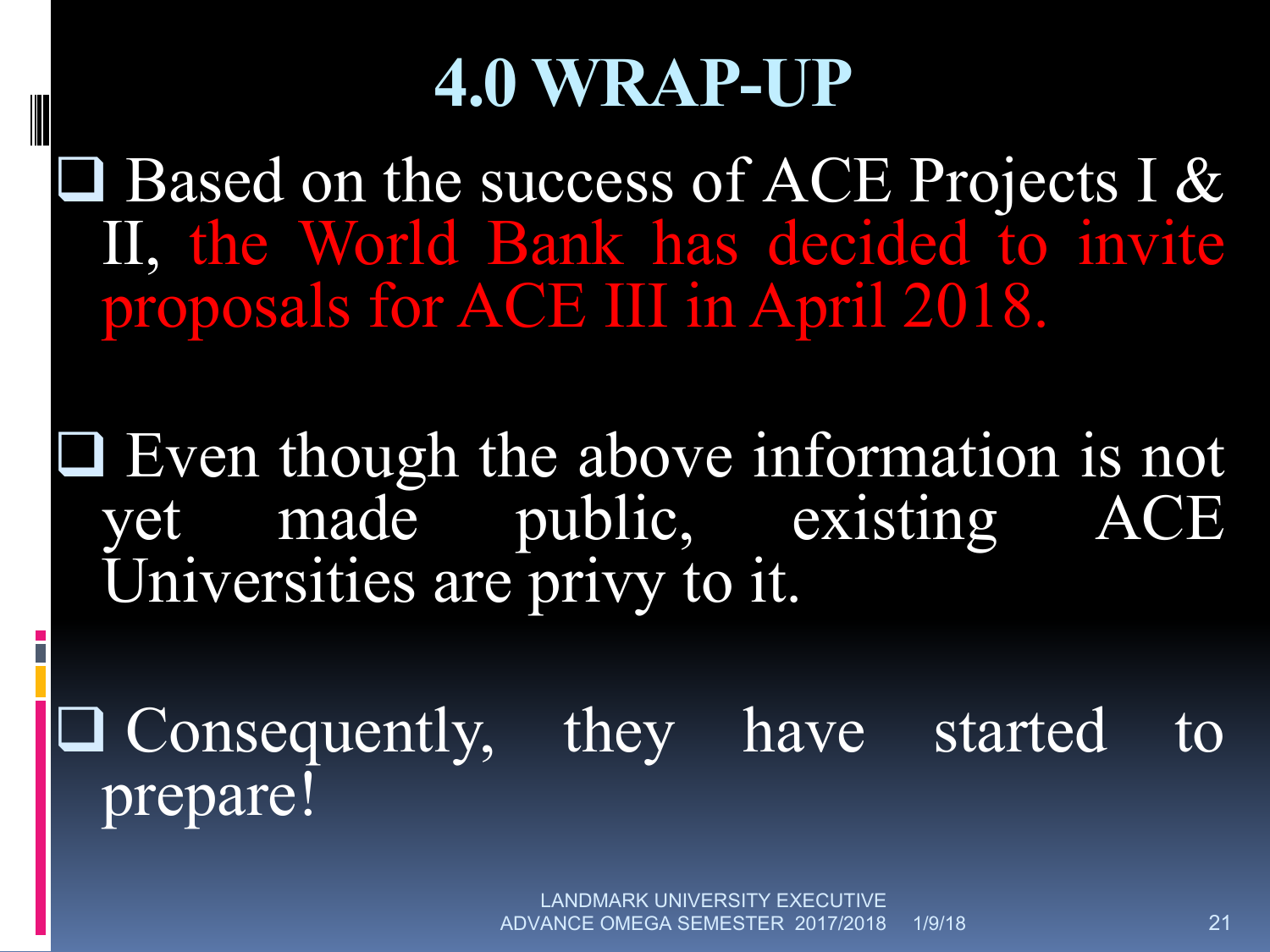# 4.0 WRAP-UP

- Based on the success of ACE Projects I & II, the World Bank has decided to invite proposals for ACE III in April 2018.
- Even though the above information is not yet made public, existing ACE Universities are privy to it.
- Consequently, they have started to prepare!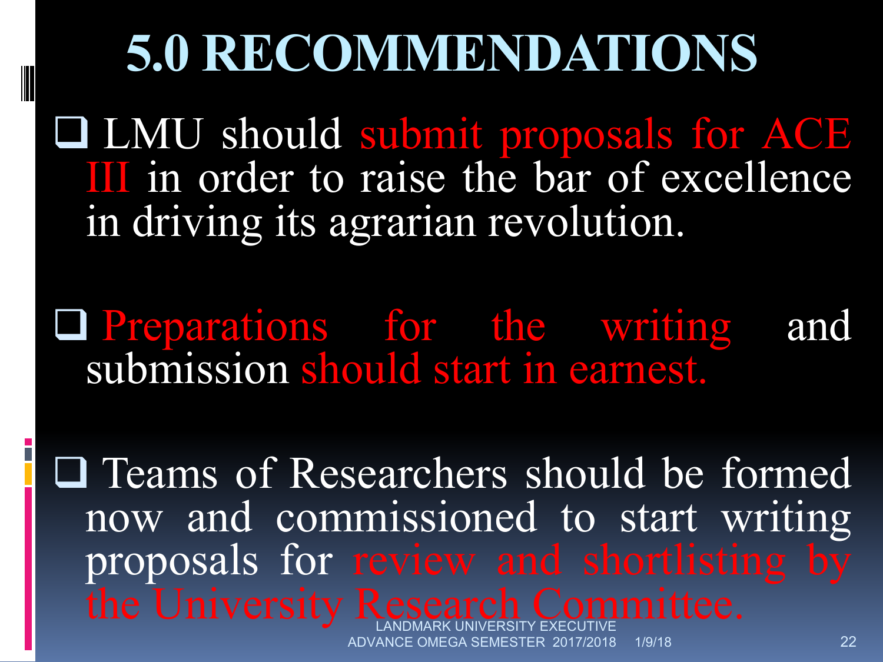# 5.0 RECOMMENDATIONS

- LMU should submit proposals for ACE III in order to raise the bar of excellence in driving its agrarian revolution.

- Preparations for the writing and submission should start in earnest.

- Teams of Researchers should be formed now and commissioned to start writing proposals for review and shortlisting by the University Research Committee.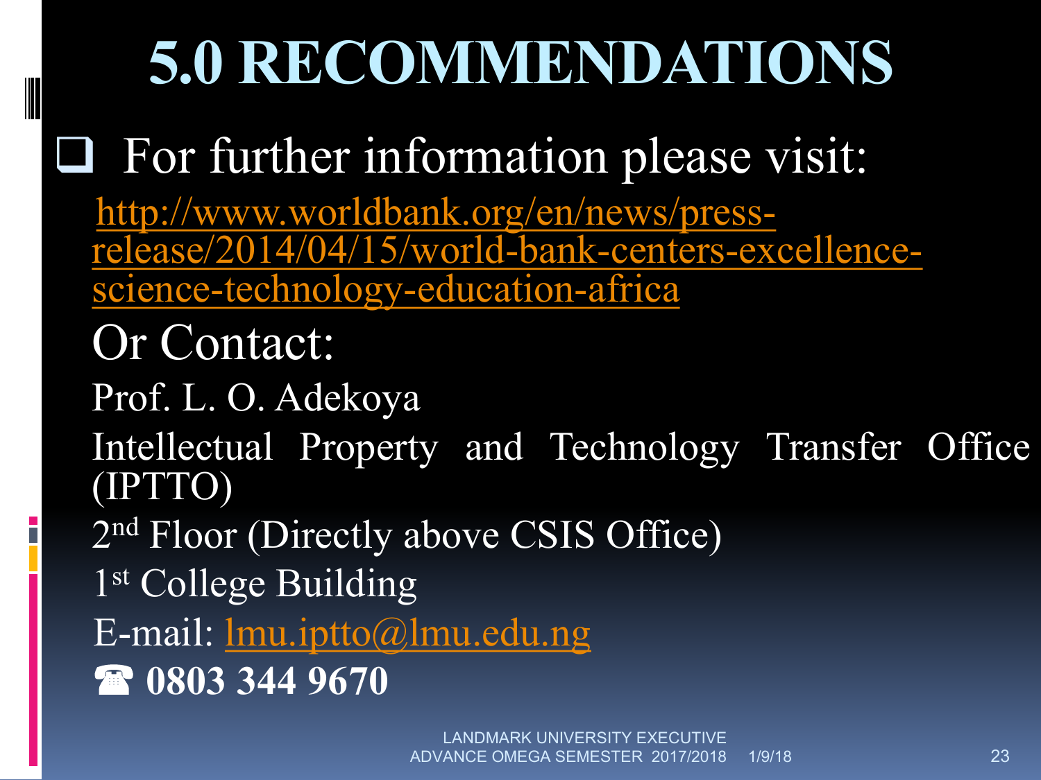# 5.0 RECOMMENDATIONS

- For further information please visit:

  http://www.worldbank.org/en/news/press-release/2014/04/15/world-bank-centers-excellence-science-technology-education-africa

  Or Contact:

  Prof. L. O. Adekoya

  Intellectual Property and Technology Transfer Office (IPTTO)

  2nd Floor (Directly above CSIS Office)

  1st College Building

  E-mail: lmu.iptto@lmu.edu.ng

  ☎ **0803 344 9670**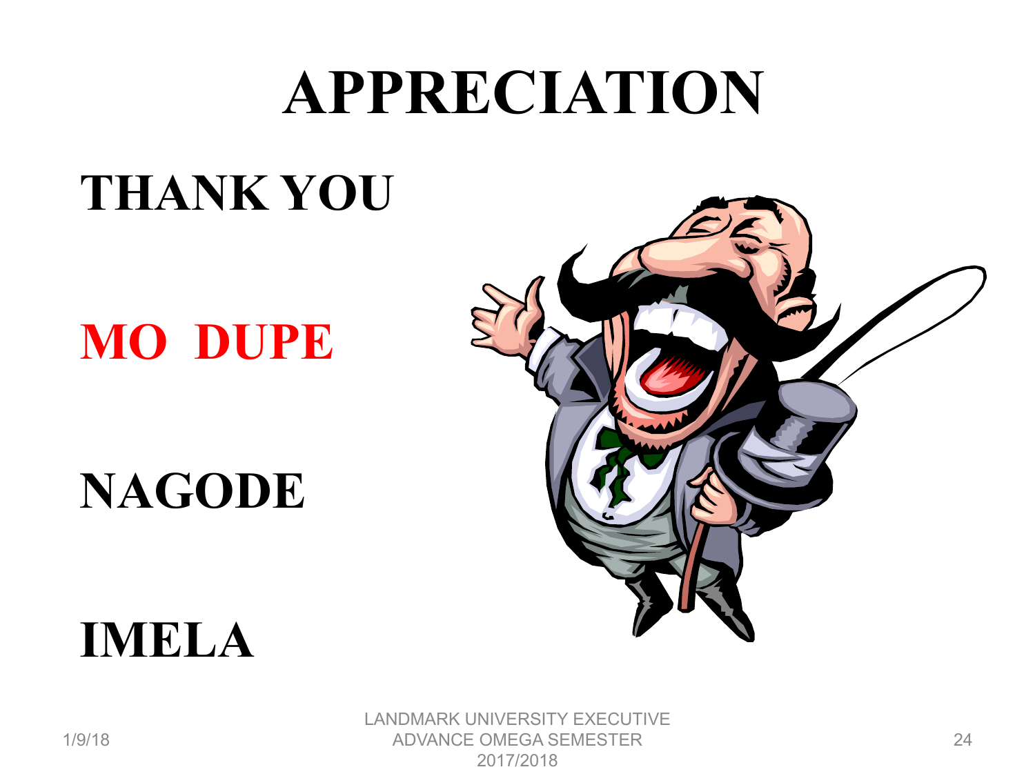# APPRECIATION

**THANK YOU**

**MO DUPE**

**NAGODE**

**IMELA**